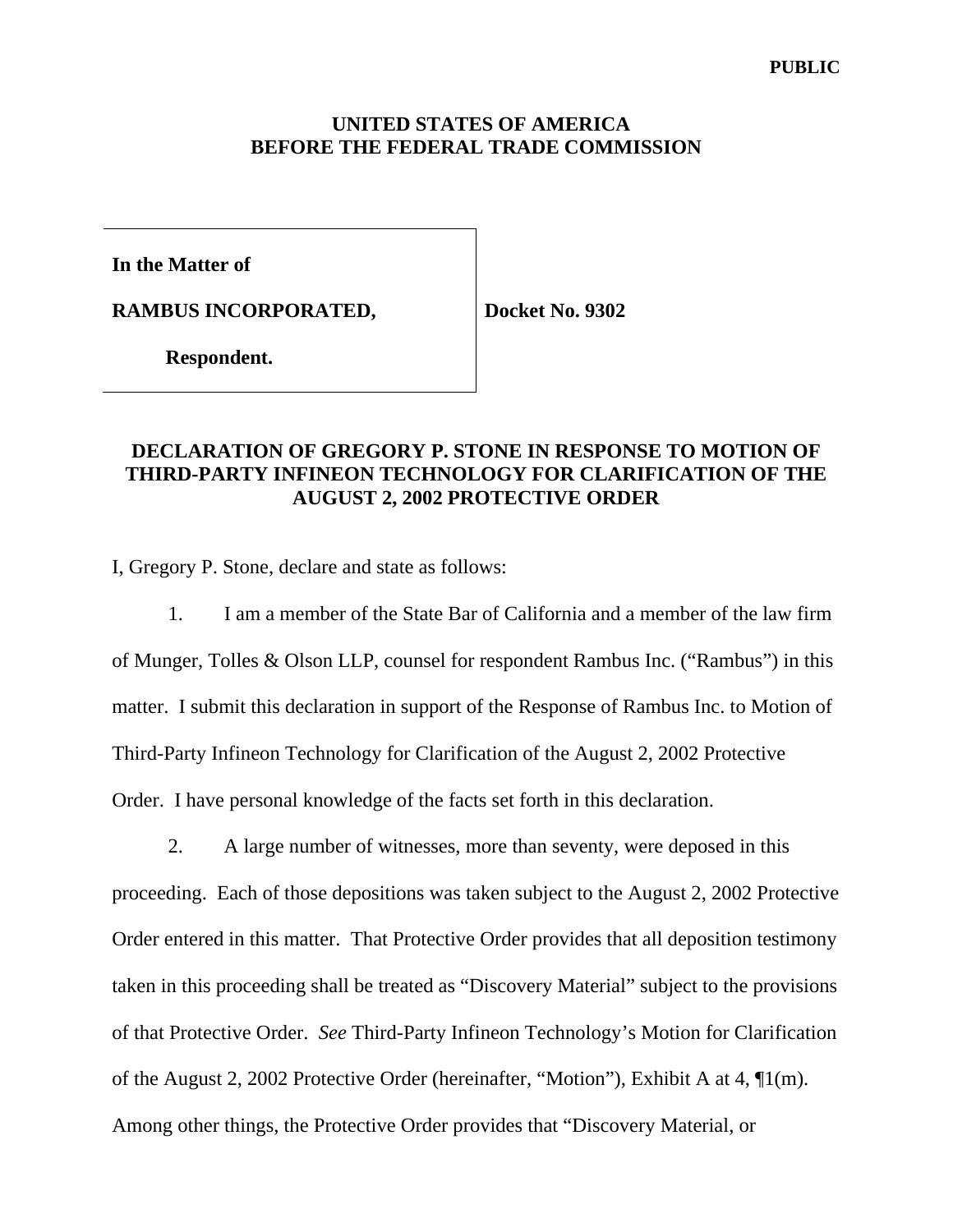**PUBLIC**

**UNITED STATES OF AMERICA**
**BEFORE THE FEDERAL TRADE COMMISSION**

| | |
|---|---|
| **In the Matter of**<br><br>**RAMBUS INCORPORATED,**<br><br>**Respondent.** | **Docket No. 9302** |

## DECLARATION OF GREGORY P. STONE IN RESPONSE TO MOTION OF THIRD-PARTY INFINEON TECHNOLOGY FOR CLARIFICATION OF THE AUGUST 2, 2002 PROTECTIVE ORDER

I, Gregory P. Stone, declare and state as follows:

1. I am a member of the State Bar of California and a member of the law firm of Munger, Tolles & Olson LLP, counsel for respondent Rambus Inc. ("Rambus") in this matter. I submit this declaration in support of the Response of Rambus Inc. to Motion of Third-Party Infineon Technology for Clarification of the August 2, 2002 Protective Order. I have personal knowledge of the facts set forth in this declaration.

2. A large number of witnesses, more than seventy, were deposed in this proceeding. Each of those depositions was taken subject to the August 2, 2002 Protective Order entered in this matter. That Protective Order provides that all deposition testimony taken in this proceeding shall be treated as "Discovery Material" subject to the provisions of that Protective Order. *See* Third-Party Infineon Technology's Motion for Clarification of the August 2, 2002 Protective Order (hereinafter, "Motion"), Exhibit A at 4, ¶1(m). Among other things, the Protective Order provides that "Discovery Material, or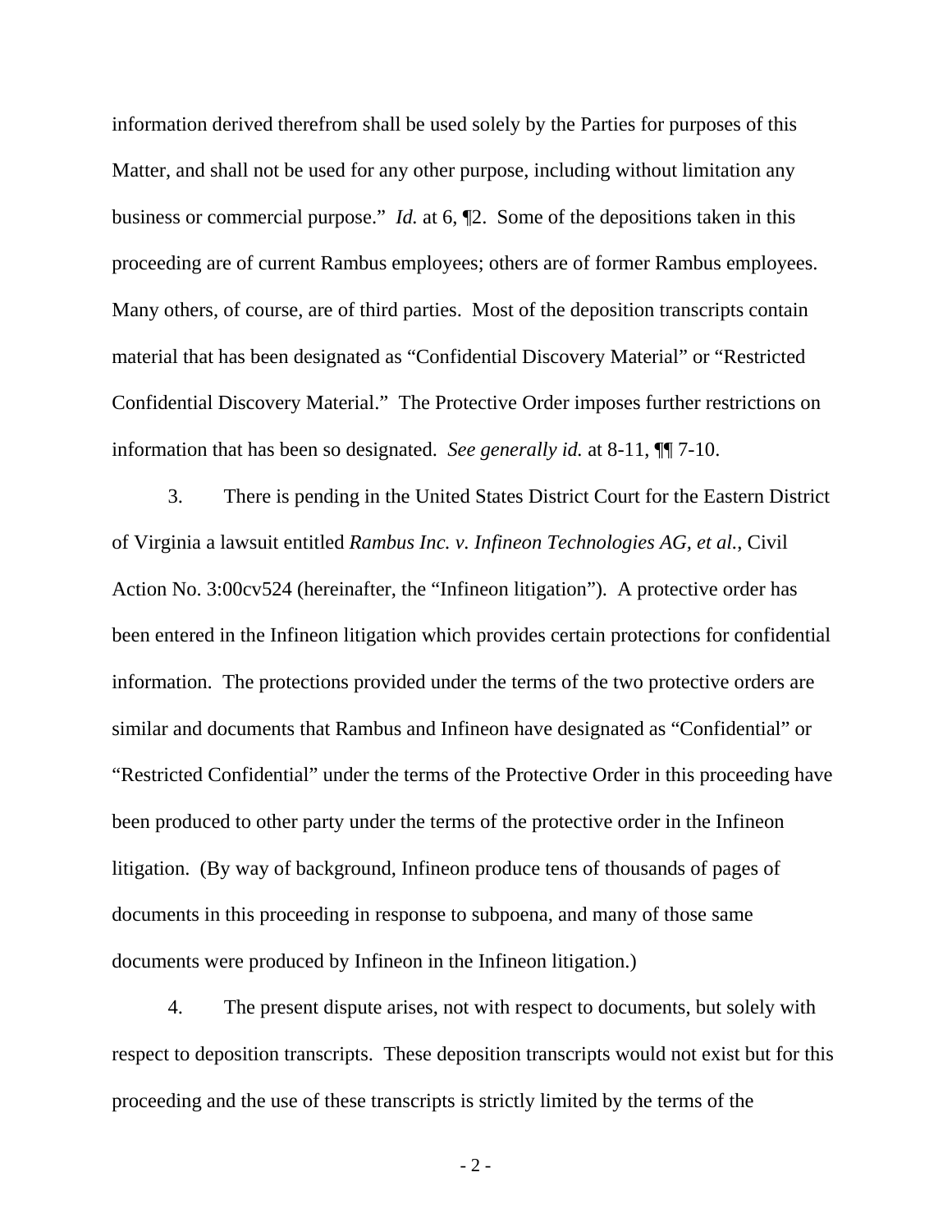information derived therefrom shall be used solely by the Parties for purposes of this Matter, and shall not be used for any other purpose, including without limitation any business or commercial purpose." *Id.* at 6, ¶2. Some of the depositions taken in this proceeding are of current Rambus employees; others are of former Rambus employees. Many others, of course, are of third parties. Most of the deposition transcripts contain material that has been designated as "Confidential Discovery Material" or "Restricted Confidential Discovery Material." The Protective Order imposes further restrictions on information that has been so designated. *See generally id.* at 8-11, ¶¶ 7-10.

3. There is pending in the United States District Court for the Eastern District of Virginia a lawsuit entitled *Rambus Inc. v. Infineon Technologies AG, et al.*, Civil Action No. 3:00cv524 (hereinafter, the "Infineon litigation"). A protective order has been entered in the Infineon litigation which provides certain protections for confidential information. The protections provided under the terms of the two protective orders are similar and documents that Rambus and Infineon have designated as "Confidential" or "Restricted Confidential" under the terms of the Protective Order in this proceeding have been produced to other party under the terms of the protective order in the Infineon litigation. (By way of background, Infineon produce tens of thousands of pages of documents in this proceeding in response to subpoena, and many of those same documents were produced by Infineon in the Infineon litigation.)

4. The present dispute arises, not with respect to documents, but solely with respect to deposition transcripts. These deposition transcripts would not exist but for this proceeding and the use of these transcripts is strictly limited by the terms of the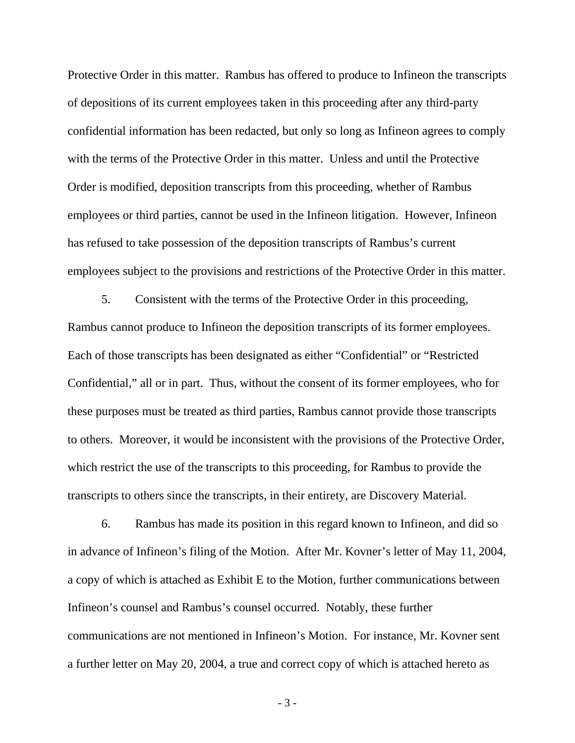Protective Order in this matter. Rambus has offered to produce to Infineon the transcripts of depositions of its current employees taken in this proceeding after any third-party confidential information has been redacted, but only so long as Infineon agrees to comply with the terms of the Protective Order in this matter. Unless and until the Protective Order is modified, deposition transcripts from this proceeding, whether of Rambus employees or third parties, cannot be used in the Infineon litigation. However, Infineon has refused to take possession of the deposition transcripts of Rambus's current employees subject to the provisions and restrictions of the Protective Order in this matter.

5. Consistent with the terms of the Protective Order in this proceeding, Rambus cannot produce to Infineon the deposition transcripts of its former employees. Each of those transcripts has been designated as either "Confidential" or "Restricted Confidential," all or in part. Thus, without the consent of its former employees, who for these purposes must be treated as third parties, Rambus cannot provide those transcripts to others. Moreover, it would be inconsistent with the provisions of the Protective Order, which restrict the use of the transcripts to this proceeding, for Rambus to provide the transcripts to others since the transcripts, in their entirety, are Discovery Material.

6. Rambus has made its position in this regard known to Infineon, and did so in advance of Infineon's filing of the Motion. After Mr. Kovner's letter of May 11, 2004, a copy of which is attached as Exhibit E to the Motion, further communications between Infineon's counsel and Rambus's counsel occurred. Notably, these further communications are not mentioned in Infineon's Motion. For instance, Mr. Kovner sent a further letter on May 20, 2004, a true and correct copy of which is attached hereto as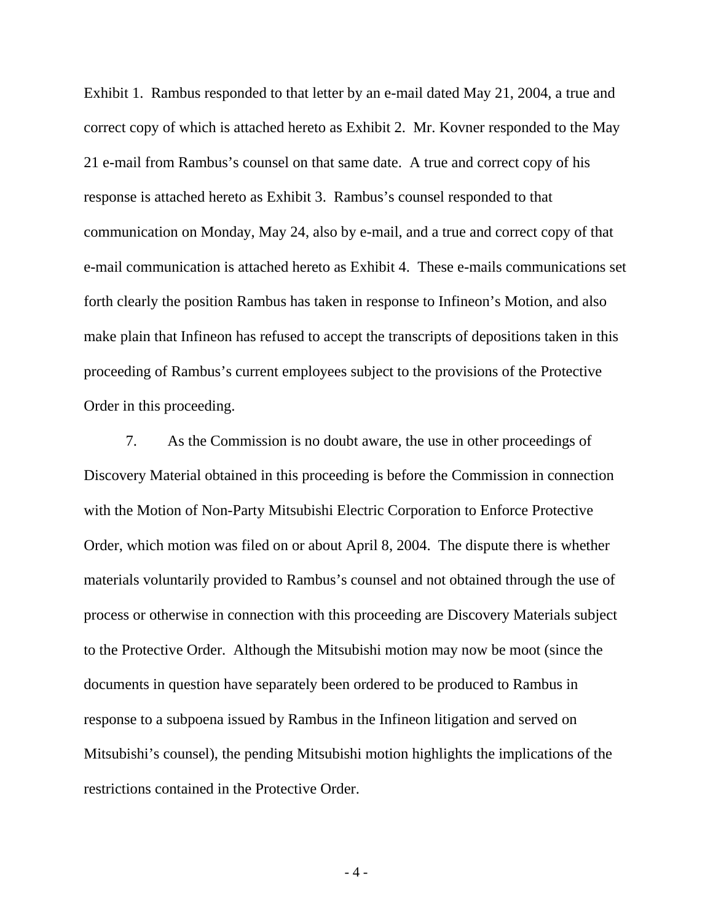Exhibit 1. Rambus responded to that letter by an e-mail dated May 21, 2004, a true and correct copy of which is attached hereto as Exhibit 2. Mr. Kovner responded to the May 21 e-mail from Rambus's counsel on that same date. A true and correct copy of his response is attached hereto as Exhibit 3. Rambus's counsel responded to that communication on Monday, May 24, also by e-mail, and a true and correct copy of that e-mail communication is attached hereto as Exhibit 4. These e-mails communications set forth clearly the position Rambus has taken in response to Infineon's Motion, and also make plain that Infineon has refused to accept the transcripts of depositions taken in this proceeding of Rambus's current employees subject to the provisions of the Protective Order in this proceeding.

7. As the Commission is no doubt aware, the use in other proceedings of Discovery Material obtained in this proceeding is before the Commission in connection with the Motion of Non-Party Mitsubishi Electric Corporation to Enforce Protective Order, which motion was filed on or about April 8, 2004. The dispute there is whether materials voluntarily provided to Rambus's counsel and not obtained through the use of process or otherwise in connection with this proceeding are Discovery Materials subject to the Protective Order. Although the Mitsubishi motion may now be moot (since the documents in question have separately been ordered to be produced to Rambus in response to a subpoena issued by Rambus in the Infineon litigation and served on Mitsubishi's counsel), the pending Mitsubishi motion highlights the implications of the restrictions contained in the Protective Order.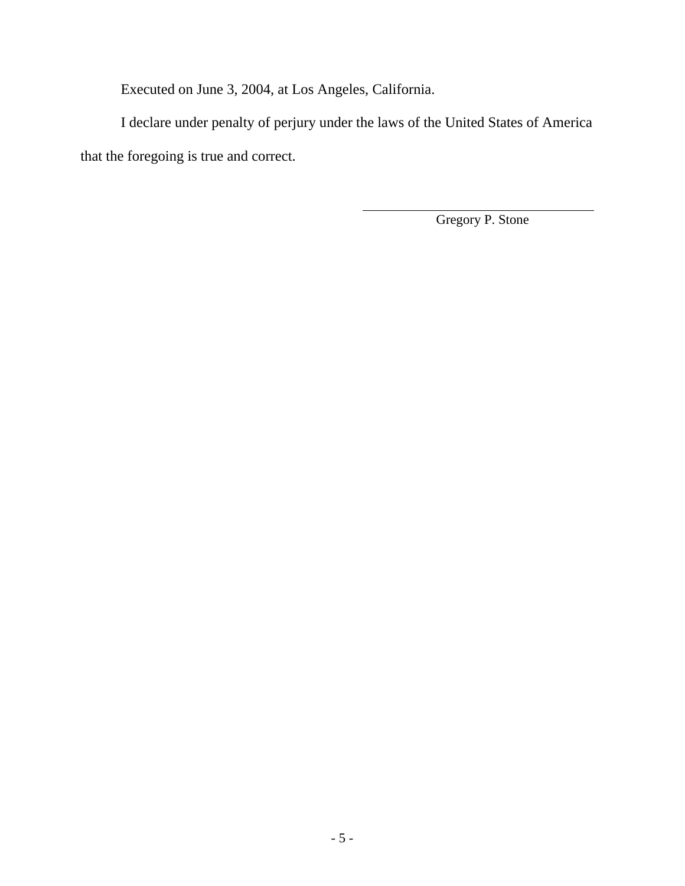Executed on June 3, 2004, at Los Angeles, California.

I declare under penalty of perjury under the laws of the United States of America that the foregoing is true and correct.

\_\_\_\_\_\_\_\_\_\_\_\_\_\_\_\_\_\_\_\_\_\_\_\_\_\_\_\_\_\_\_\_

Gregory P. Stone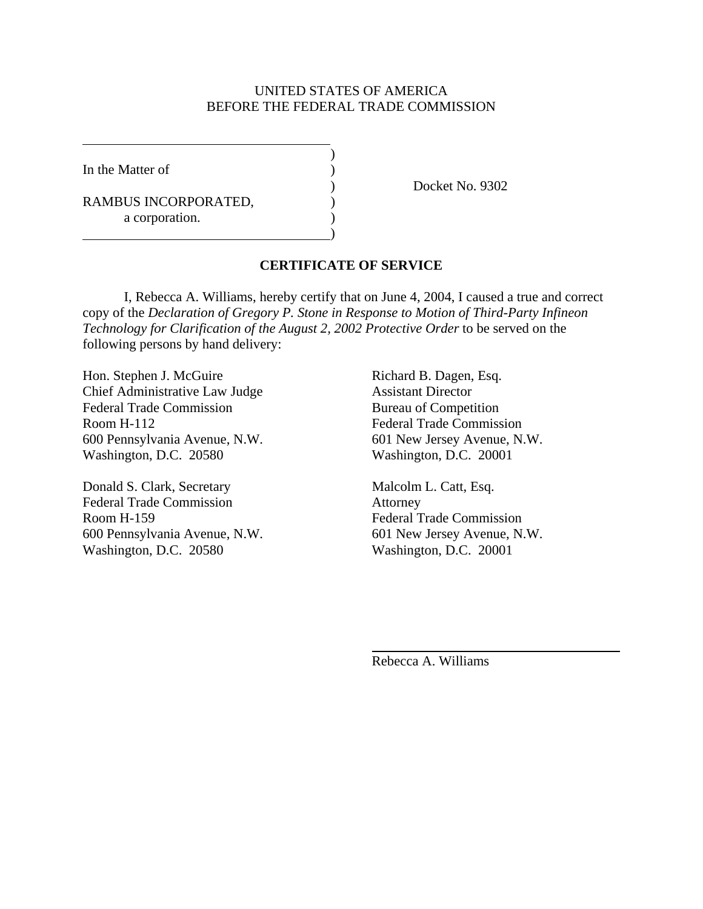UNITED STATES OF AMERICA
BEFORE THE FEDERAL TRADE COMMISSION

In the Matter of

RAMBUS INCORPORATED,
a corporation.

Docket No. 9302

**CERTIFICATE OF SERVICE**

I, Rebecca A. Williams, hereby certify that on June 4, 2004, I caused a true and correct copy of the *Declaration of Gregory P. Stone in Response to Motion of Third-Party Infineon Technology for Clarification of the August 2, 2002 Protective Order* to be served on the following persons by hand delivery:

Hon. Stephen J. McGuire
Chief Administrative Law Judge
Federal Trade Commission
Room H-112
600 Pennsylvania Avenue, N.W.
Washington, D.C. 20580

Donald S. Clark, Secretary
Federal Trade Commission
Room H-159
600 Pennsylvania Avenue, N.W.
Washington, D.C. 20580

Richard B. Dagen, Esq.
Assistant Director
Bureau of Competition
Federal Trade Commission
601 New Jersey Avenue, N.W.
Washington, D.C. 20001

Malcolm L. Catt, Esq.
Attorney
Federal Trade Commission
601 New Jersey Avenue, N.W.
Washington, D.C. 20001

Rebecca A. Williams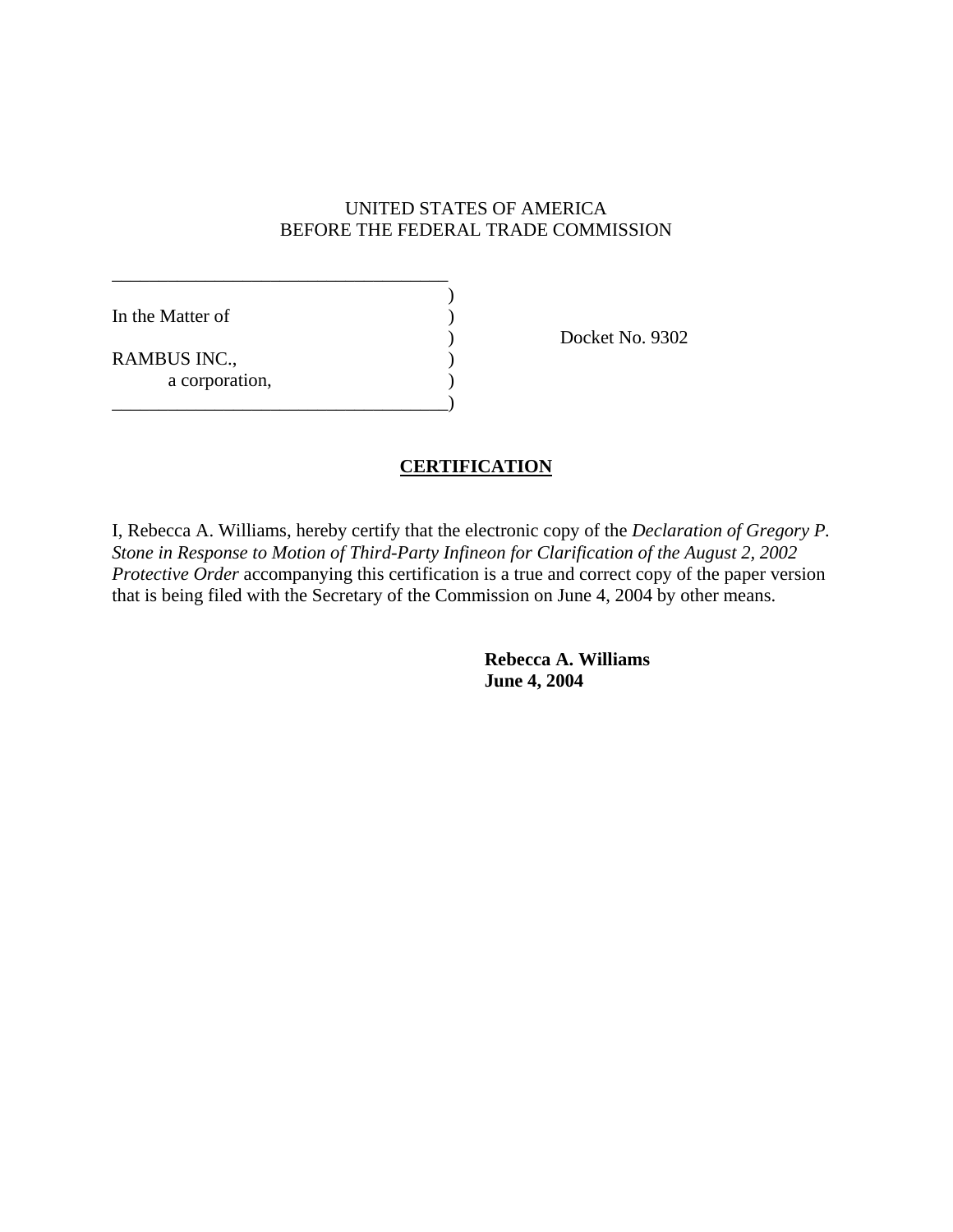UNITED STATES OF AMERICA
BEFORE THE FEDERAL TRADE COMMISSION

| | |
|---|---|
| In the Matter of<br><br>RAMBUS INC.,<br>a corporation, | Docket No. 9302 |

## CERTIFICATION

I, Rebecca A. Williams, hereby certify that the electronic copy of the *Declaration of Gregory P. Stone in Response to Motion of Third-Party Infineon for Clarification of the August 2, 2002 Protective Order* accompanying this certification is a true and correct copy of the paper version that is being filed with the Secretary of the Commission on June 4, 2004 by other means.

**Rebecca A. Williams**
**June 4, 2004**